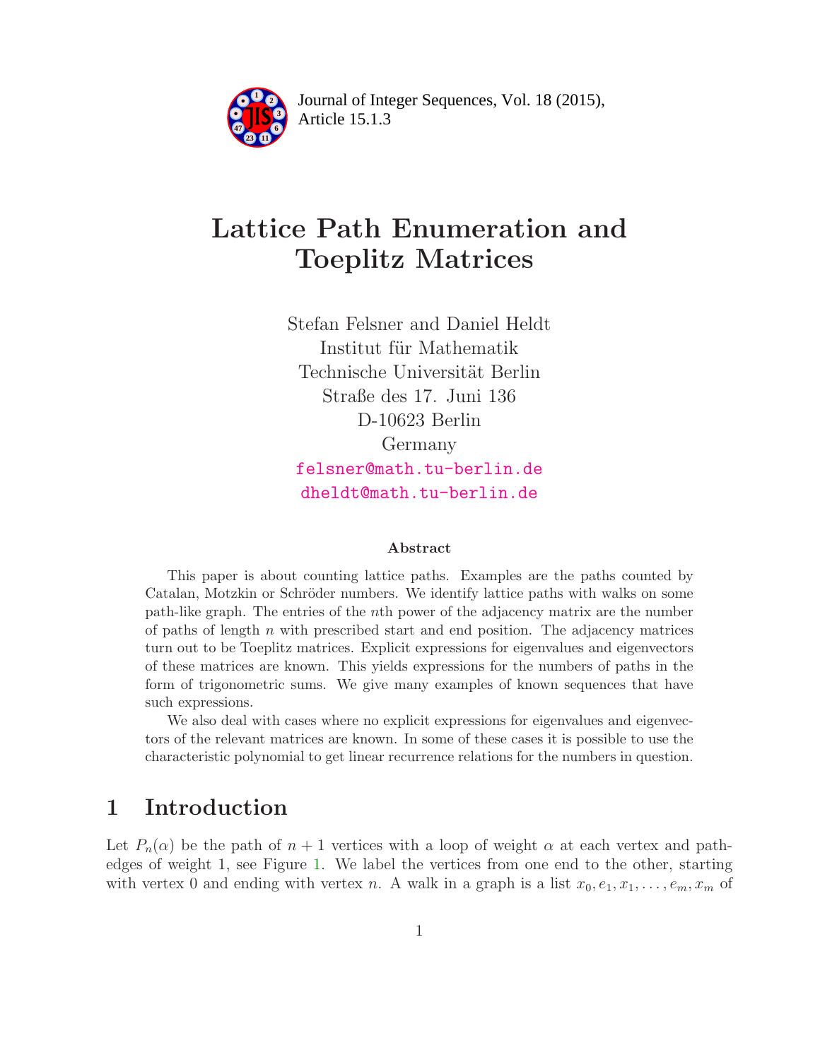# Lattice Path Enumeration and Toeplitz Matrices

Stefan Felsner and Daniel Heldt
Institut für Mathematik
Technische Universität Berlin
Straße des 17. Juni 136
D-10623 Berlin
Germany
felsner@math.tu-berlin.de
dheldt@math.tu-berlin.de

### Abstract

This paper is about counting lattice paths. Examples are the paths counted by Catalan, Motzkin or Schröder numbers. We identify lattice paths with walks on some path-like graph. The entries of the $n$th power of the adjacency matrix are the number of paths of length $n$ with prescribed start and end position. The adjacency matrices turn out to be Toeplitz matrices. Explicit expressions for eigenvalues and eigenvectors of these matrices are known. This yields expressions for the numbers of paths in the form of trigonometric sums. We give many examples of known sequences that have such expressions.

We also deal with cases where no explicit expressions for eigenvalues and eigenvectors of the relevant matrices are known. In some of these cases it is possible to use the characteristic polynomial to get linear recurrence relations for the numbers in question.

## 1 Introduction

Let $P_n(\alpha)$ be the path of $n+1$ vertices with a loop of weight $\alpha$ at each vertex and path-edges of weight 1, see Figure 1. We label the vertices from one end to the other, starting with vertex 0 and ending with vertex $n$. A walk in a graph is a list $x_0, e_1, x_1, \ldots, e_m, x_m$ of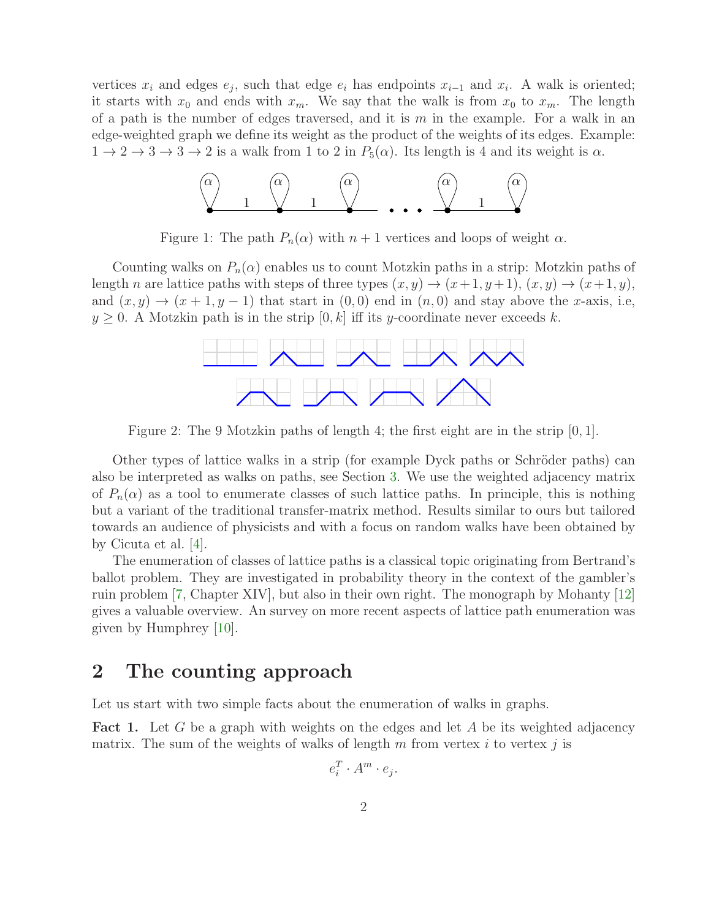vertices $x_i$ and edges $e_j$, such that edge $e_i$ has endpoints $x_{i-1}$ and $x_i$. A walk is oriented; it starts with $x_0$ and ends with $x_m$. We say that the walk is from $x_0$ to $x_m$. The length of a path is the number of edges traversed, and it is $m$ in the example. For a walk in an edge-weighted graph we define its weight as the product of the weights of its edges. Example: $1 \to 2 \to 3 \to 3 \to 2$ is a walk from 1 to 2 in $P_5(\alpha)$. Its length is 4 and its weight is $\alpha$.

Figure 1: The path $P_n(\alpha)$ with $n+1$ vertices and loops of weight $\alpha$.

Counting walks on $P_n(\alpha)$ enables us to count Motzkin paths in a strip: Motzkin paths of length $n$ are lattice paths with steps of three types $(x, y) \to (x+1, y+1)$, $(x, y) \to (x+1, y)$, and $(x, y) \to (x+1, y-1)$ that start in $(0, 0)$ end in $(n, 0)$ and stay above the $x$-axis, i.e, $y \geq 0$. A Motzkin path is in the strip $[0, k]$ iff its $y$-coordinate never exceeds $k$.

Figure 2: The 9 Motzkin paths of length 4; the first eight are in the strip $[0, 1]$.

Other types of lattice walks in a strip (for example Dyck paths or Schröder paths) can also be interpreted as walks on paths, see Section 3. We use the weighted adjacency matrix of $P_n(\alpha)$ as a tool to enumerate classes of such lattice paths. In principle, this is nothing but a variant of the traditional transfer-matrix method. Results similar to ours but tailored towards an audience of physicists and with a focus on random walks have been obtained by by Cicuta et al. [4].

The enumeration of classes of lattice paths is a classical topic originating from Bertrand's ballot problem. They are investigated in probability theory in the context of the gambler's ruin problem [7, Chapter XIV], but also in their own right. The monograph by Mohanty [12] gives a valuable overview. An survey on more recent aspects of lattice path enumeration was given by Humphrey [10].

## 2 The counting approach

Let us start with two simple facts about the enumeration of walks in graphs.

**Fact 1.** Let $G$ be a graph with weights on the edges and let $A$ be its weighted adjacency matrix. The sum of the weights of walks of length $m$ from vertex $i$ to vertex $j$ is

$$e_i^T \cdot A^m \cdot e_j.$$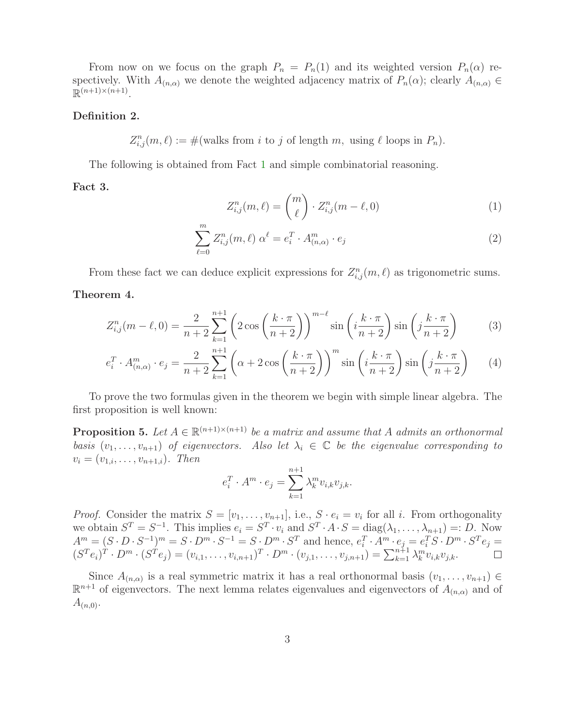From now on we focus on the graph $P_n = P_n(1)$ and its weighted version $P_n(\alpha)$ respectively. With $A_{(n,\alpha)}$ we denote the weighted adjacency matrix of $P_n(\alpha)$; clearly $A_{(n,\alpha)} \in \mathbb{R}^{(n+1)\times(n+1)}$.

**Definition 2.**

$$Z^n_{i,j}(m,\ell) := \#(\text{walks from } i \text{ to } j \text{ of length } m, \text{ using } \ell \text{ loops in } P_n).$$

The following is obtained from Fact 1 and simple combinatorial reasoning.

**Fact 3.**

$$Z^n_{i,j}(m,\ell) = \binom{m}{\ell} \cdot Z^n_{i,j}(m-\ell,0) \tag{1}$$

$$\sum_{\ell=0}^{m} Z^n_{i,j}(m,\ell)\,\alpha^\ell = e_i^T \cdot A^m_{(n,\alpha)} \cdot e_j \tag{2}$$

From these fact we can deduce explicit expressions for $Z^n_{i,j}(m,\ell)$ as trigonometric sums.

**Theorem 4.**

$$Z^n_{i,j}(m-\ell,0) = \frac{2}{n+2}\sum_{k=1}^{n+1}\left(2\cos\left(\frac{k\cdot\pi}{n+2}\right)\right)^{m-\ell}\sin\left(i\frac{k\cdot\pi}{n+2}\right)\sin\left(j\frac{k\cdot\pi}{n+2}\right) \tag{3}$$

$$e_i^T \cdot A^m_{(n,\alpha)} \cdot e_j = \frac{2}{n+2}\sum_{k=1}^{n+1}\left(\alpha + 2\cos\left(\frac{k\cdot\pi}{n+2}\right)\right)^{m}\sin\left(i\frac{k\cdot\pi}{n+2}\right)\sin\left(j\frac{k\cdot\pi}{n+2}\right) \tag{4}$$

To prove the two formulas given in the theorem we begin with simple linear algebra. The first proposition is well known:

**Proposition 5.** *Let $A \in \mathbb{R}^{(n+1)\times(n+1)}$ be a matrix and assume that $A$ admits an orthonormal basis $(v_1,\ldots,v_{n+1})$ of eigenvectors. Also let $\lambda_i \in \mathbb{C}$ be the eigenvalue corresponding to $v_i = (v_{1,i},\ldots,v_{n+1,i})$. Then*

$$e_i^T \cdot A^m \cdot e_j = \sum_{k=1}^{n+1} \lambda_k^m v_{i,k} v_{j,k}.$$

*Proof.* Consider the matrix $S = [v_1,\ldots,v_{n+1}]$, i.e., $S \cdot e_i = v_i$ for all $i$. From orthogonality we obtain $S^T = S^{-1}$. This implies $e_i = S^T \cdot v_i$ and $S^T \cdot A \cdot S = \operatorname{diag}(\lambda_1,\ldots,\lambda_{n+1}) =: D$. Now $A^m = (S\cdot D\cdot S^{-1})^m = S\cdot D^m \cdot S^{-1} = S\cdot D^m\cdot S^T$ and hence, $e_i^T\cdot A^m\cdot e_j = e_i^T S\cdot D^m\cdot S^T e_j = (S^T e_i)^T\cdot D^m\cdot(S^T e_j) = (v_{i,1},\ldots,v_{i,n+1})^T\cdot D^m\cdot(v_{j,1},\ldots,v_{j,n+1}) = \sum_{k=1}^{n+1}\lambda_k^m v_{i,k}v_{j,k}$. □

Since $A_{(n,\alpha)}$ is a real symmetric matrix it has a real orthonormal basis $(v_1,\ldots,v_{n+1}) \in \mathbb{R}^{n+1}$ of eigenvectors. The next lemma relates eigenvalues and eigenvectors of $A_{(n,\alpha)}$ and of $A_{(n,0)}$.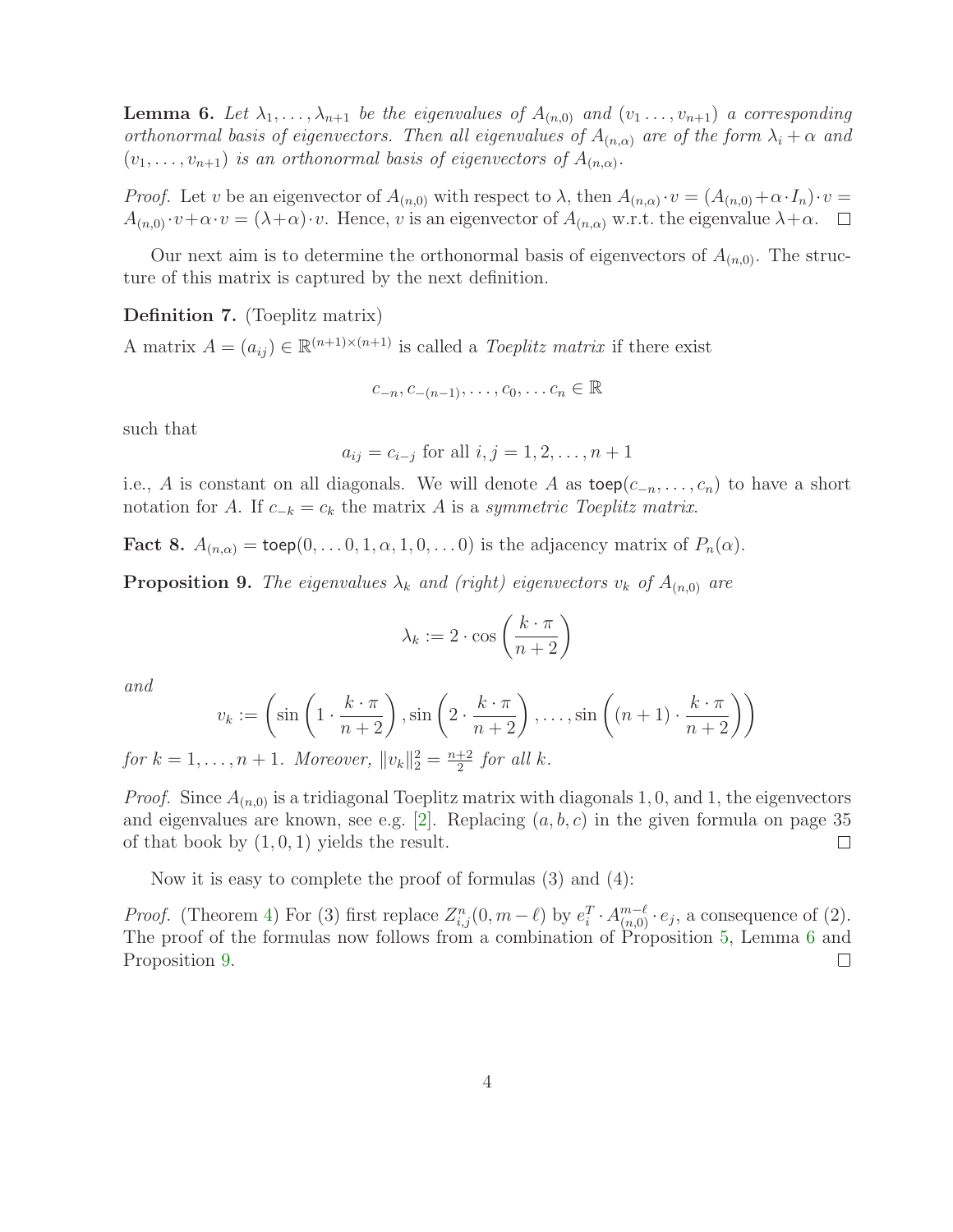**Lemma 6.** *Let $\lambda_1, \ldots, \lambda_{n+1}$ be the eigenvalues of $A_{(n,0)}$ and $(v_1 \ldots, v_{n+1})$ a corresponding orthonormal basis of eigenvectors. Then all eigenvalues of $A_{(n,\alpha)}$ are of the form $\lambda_i + \alpha$ and $(v_1, \ldots, v_{n+1})$ is an orthonormal basis of eigenvectors of $A_{(n,\alpha)}$.*

*Proof.* Let $v$ be an eigenvector of $A_{(n,0)}$ with respect to $\lambda$, then $A_{(n,\alpha)} \cdot v = (A_{(n,0)} + \alpha \cdot I_n) \cdot v = A_{(n,0)} \cdot v + \alpha \cdot v = (\lambda + \alpha) \cdot v$. Hence, $v$ is an eigenvector of $A_{(n,\alpha)}$ w.r.t. the eigenvalue $\lambda + \alpha$. □

Our next aim is to determine the orthonormal basis of eigenvectors of $A_{(n,0)}$. The structure of this matrix is captured by the next definition.

**Definition 7.** (Toeplitz matrix)

A matrix $A = (a_{ij}) \in \mathbb{R}^{(n+1)\times(n+1)}$ is called a *Toeplitz matrix* if there exist

$$c_{-n}, c_{-(n-1)}, \ldots, c_0, \ldots c_n \in \mathbb{R}$$

such that

$$a_{ij} = c_{i-j} \text{ for all } i, j = 1, 2, \ldots, n+1$$

i.e., $A$ is constant on all diagonals. We will denote $A$ as $\mathsf{toep}(c_{-n}, \ldots, c_n)$ to have a short notation for $A$. If $c_{-k} = c_k$ the matrix $A$ is a *symmetric Toeplitz matrix*.

**Fact 8.** $A_{(n,\alpha)} = \mathsf{toep}(0, \ldots 0, 1, \alpha, 1, 0, \ldots 0)$ is the adjacency matrix of $P_n(\alpha)$.

**Proposition 9.** *The eigenvalues $\lambda_k$ and (right) eigenvectors $v_k$ of $A_{(n,0)}$ are*

$$\lambda_k := 2 \cdot \cos\left(\frac{k \cdot \pi}{n+2}\right)$$

*and*

$$v_k := \left(\sin\left(1 \cdot \frac{k \cdot \pi}{n+2}\right), \sin\left(2 \cdot \frac{k \cdot \pi}{n+2}\right), \ldots, \sin\left((n+1) \cdot \frac{k \cdot \pi}{n+2}\right)\right)$$

*for $k = 1, \ldots, n+1$. Moreover, $\|v_k\|_2^2 = \frac{n+2}{2}$ for all $k$.*

*Proof.* Since $A_{(n,0)}$ is a tridiagonal Toeplitz matrix with diagonals $1, 0$, and $1$, the eigenvectors and eigenvalues are known, see e.g. [2]. Replacing $(a, b, c)$ in the given formula on page 35 of that book by $(1, 0, 1)$ yields the result. □

Now it is easy to complete the proof of formulas (3) and (4):

*Proof.* (Theorem 4) For (3) first replace $Z^n_{i,j}(0, m-\ell)$ by $e_i^T \cdot A^{m-\ell}_{(n,0)} \cdot e_j$, a consequence of (2). The proof of the formulas now follows from a combination of Proposition 5, Lemma 6 and Proposition 9. □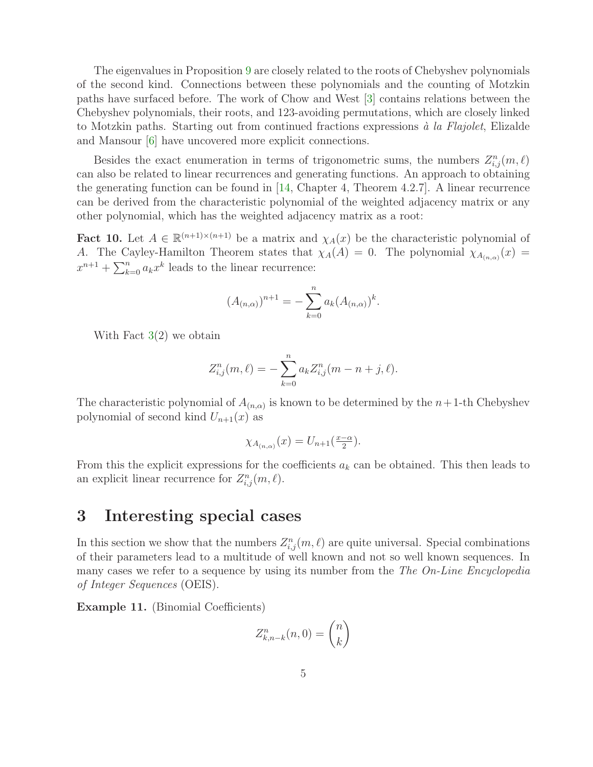The eigenvalues in Proposition 9 are closely related to the roots of Chebyshev polynomials of the second kind. Connections between these polynomials and the counting of Motzkin paths have surfaced before. The work of Chow and West [3] contains relations between the Chebyshev polynomials, their roots, and 123-avoiding permutations, which are closely linked to Motzkin paths. Starting out from continued fractions expressions *à la Flajolet*, Elizalde and Mansour [6] have uncovered more explicit connections.

Besides the exact enumeration in terms of trigonometric sums, the numbers $Z^n_{i,j}(m,\ell)$ can also be related to linear recurrences and generating functions. An approach to obtaining the generating function can be found in [14, Chapter 4, Theorem 4.2.7]. A linear recurrence can be derived from the characteristic polynomial of the weighted adjacency matrix or any other polynomial, which has the weighted adjacency matrix as a root:

**Fact 10.** Let $A \in \mathbb{R}^{(n+1)\times(n+1)}$ be a matrix and $\chi_A(x)$ be the characteristic polynomial of $A$. The Cayley-Hamilton Theorem states that $\chi_A(A) = 0$. The polynomial $\chi_{A_{(n,\alpha)}}(x) = x^{n+1} + \sum_{k=0}^{n} a_k x^k$ leads to the linear recurrence:

$$(A_{(n,\alpha)})^{n+1} = -\sum_{k=0}^{n} a_k (A_{(n,\alpha)})^k.$$

With Fact 3(2) we obtain

$$Z^n_{i,j}(m,\ell) = -\sum_{k=0}^{n} a_k Z^n_{i,j}(m-n+j,\ell).$$

The characteristic polynomial of $A_{(n,\alpha)}$ is known to be determined by the $n+1$-th Chebyshev polynomial of second kind $U_{n+1}(x)$ as

$$\chi_{A_{(n,\alpha)}}(x) = U_{n+1}(\tfrac{x-\alpha}{2}).$$

From this the explicit expressions for the coefficients $a_k$ can be obtained. This then leads to an explicit linear recurrence for $Z^n_{i,j}(m,\ell)$.

# 3 Interesting special cases

In this section we show that the numbers $Z^n_{i,j}(m,\ell)$ are quite universal. Special combinations of their parameters lead to a multitude of well known and not so well known sequences. In many cases we refer to a sequence by using its number from the *The On-Line Encyclopedia of Integer Sequences* (OEIS).

**Example 11.** (Binomial Coefficients)

$$Z^n_{k,n-k}(n,0) = \binom{n}{k}$$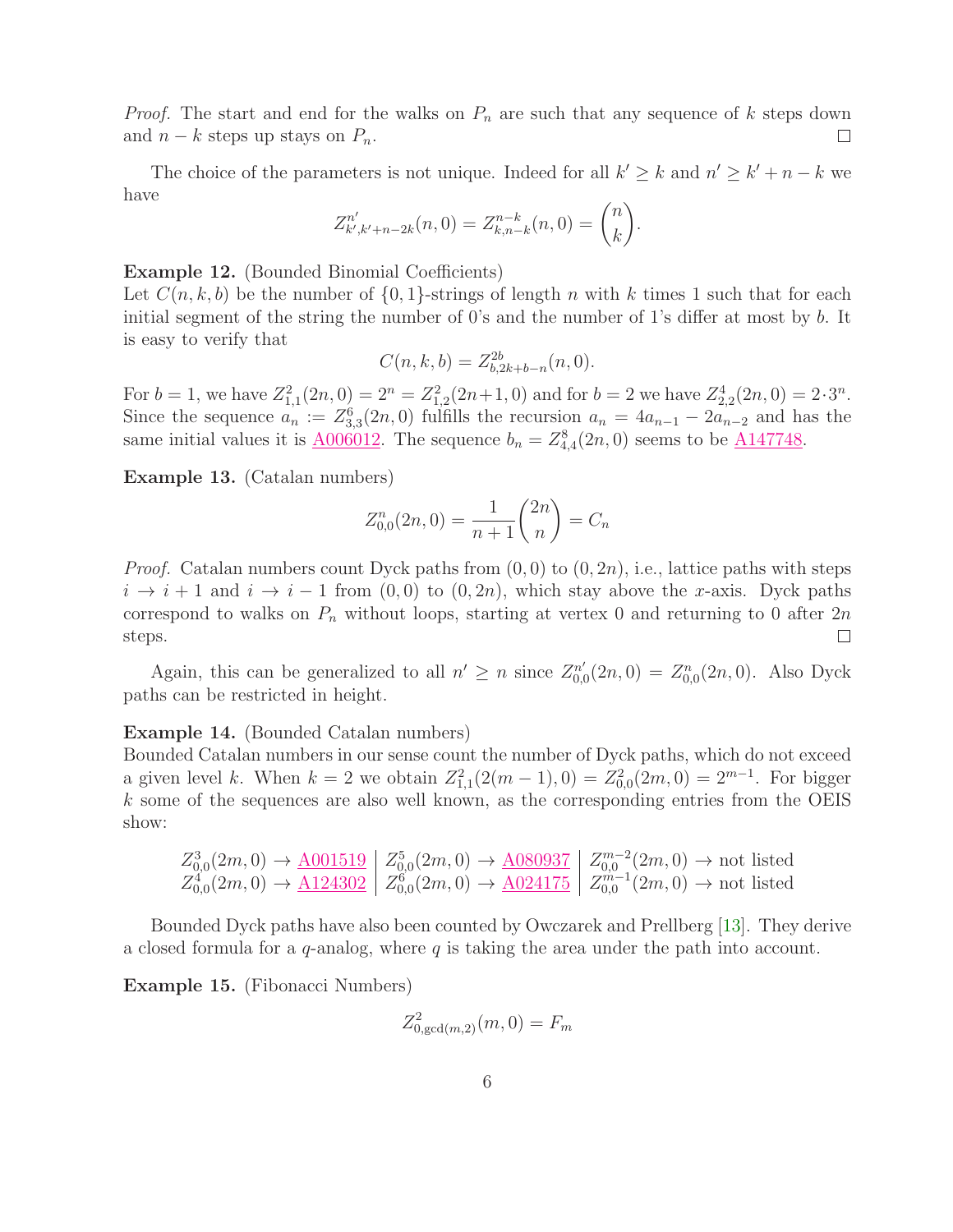*Proof.* The start and end for the walks on $P_n$ are such that any sequence of $k$ steps down and $n-k$ steps up stays on $P_n$. □

The choice of the parameters is not unique. Indeed for all $k' \geq k$ and $n' \geq k' + n - k$ we have

$$Z^{n'}_{k',k'+n-2k}(n,0) = Z^{n-k}_{k,n-k}(n,0) = \binom{n}{k}.$$

**Example 12.** (Bounded Binomial Coefficients)
Let $C(n,k,b)$ be the number of $\{0,1\}$-strings of length $n$ with $k$ times 1 such that for each initial segment of the string the number of 0's and the number of 1's differ at most by $b$. It is easy to verify that

$$C(n,k,b) = Z^{2b}_{b,2k+b-n}(n,0).$$

For $b=1$, we have $Z^2_{1,1}(2n,0) = 2^n = Z^2_{1,2}(2n+1,0)$ and for $b=2$ we have $Z^4_{2,2}(2n,0) = 2\cdot 3^n$. Since the sequence $a_n := Z^6_{3,3}(2n,0)$ fulfills the recursion $a_n = 4a_{n-1} - 2a_{n-2}$ and has the same initial values it is A006012. The sequence $b_n = Z^8_{4,4}(2n,0)$ seems to be A147748.

**Example 13.** (Catalan numbers)

$$Z^n_{0,0}(2n,0) = \frac{1}{n+1}\binom{2n}{n} = C_n$$

*Proof.* Catalan numbers count Dyck paths from $(0,0)$ to $(0,2n)$, i.e., lattice paths with steps $i \to i+1$ and $i \to i-1$ from $(0,0)$ to $(0,2n)$, which stay above the $x$-axis. Dyck paths correspond to walks on $P_n$ without loops, starting at vertex 0 and returning to 0 after $2n$ steps. □

Again, this can be generalized to all $n' \geq n$ since $Z^{n'}_{0,0}(2n,0) = Z^n_{0,0}(2n,0)$. Also Dyck paths can be restricted in height.

**Example 14.** (Bounded Catalan numbers)
Bounded Catalan numbers in our sense count the number of Dyck paths, which do not exceed a given level $k$. When $k=2$ we obtain $Z^2_{1,1}(2(m-1),0) = Z^2_{0,0}(2m,0) = 2^{m-1}$. For bigger $k$ some of the sequences are also well known, as the corresponding entries from the OEIS show:

| | | |
|---|---|---|
| $Z^3_{0,0}(2m,0) \to$ A001519 | $Z^5_{0,0}(2m,0) \to$ A080937 | $Z^{m-2}_{0,0}(2m,0) \to$ not listed |
| $Z^4_{0,0}(2m,0) \to$ A124302 | $Z^6_{0,0}(2m,0) \to$ A024175 | $Z^{m-1}_{0,0}(2m,0) \to$ not listed |

Bounded Dyck paths have also been counted by Owczarek and Prellberg [13]. They derive a closed formula for a $q$-analog, where $q$ is taking the area under the path into account.

**Example 15.** (Fibonacci Numbers)

$$Z^2_{0,\gcd(m,2)}(m,0) = F_m$$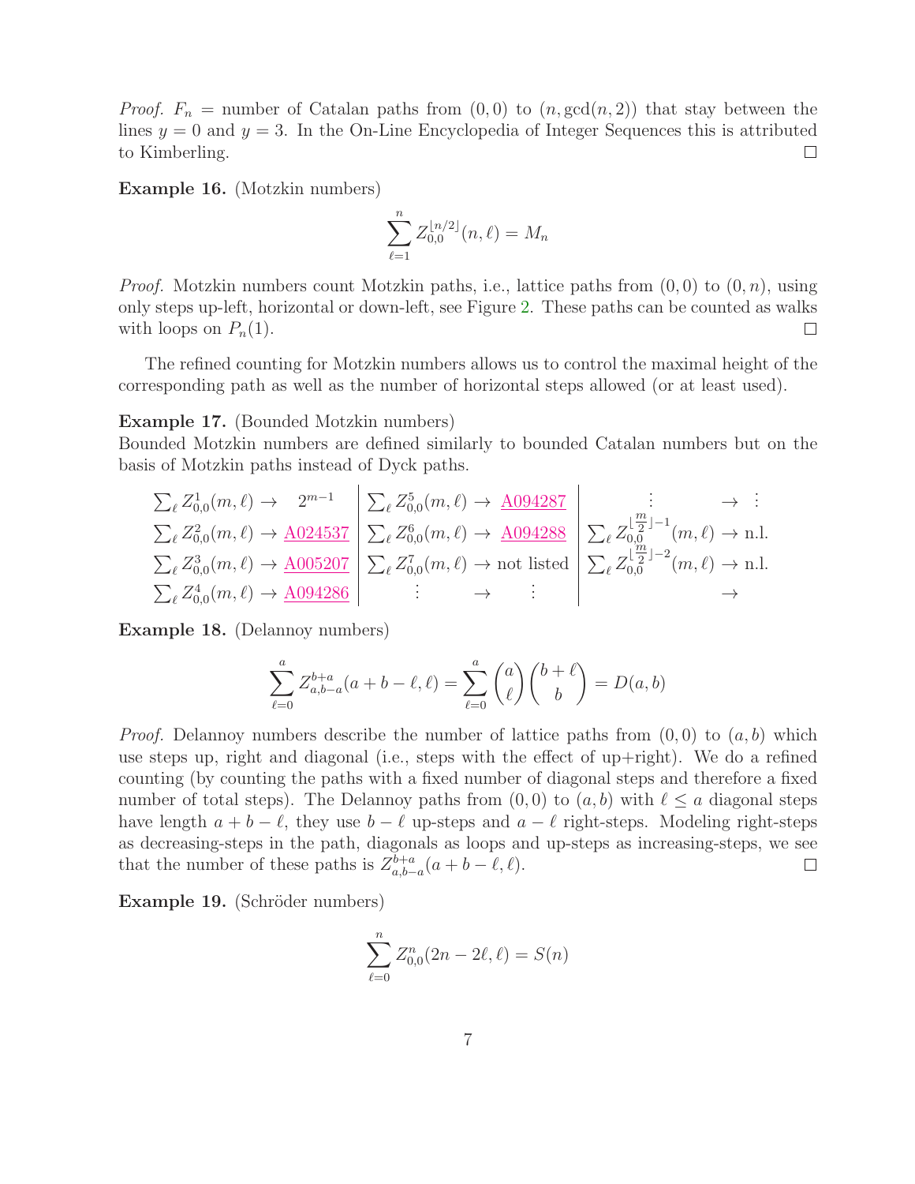*Proof.* $F_n$ = number of Catalan paths from $(0,0)$ to $(n, \gcd(n,2))$ that stay between the lines $y=0$ and $y=3$. In the On-Line Encyclopedia of Integer Sequences this is attributed to Kimberling. □

**Example 16.** (Motzkin numbers)

$$\sum_{\ell=1}^{n} Z_{0,0}^{\lfloor n/2 \rfloor}(n,\ell) = M_n$$

*Proof.* Motzkin numbers count Motzkin paths, i.e., lattice paths from $(0,0)$ to $(0,n)$, using only steps up-left, horizontal or down-left, see Figure 2. These paths can be counted as walks with loops on $P_n(1)$. □

The refined counting for Motzkin numbers allows us to control the maximal height of the corresponding path as well as the number of horizontal steps allowed (or at least used).

**Example 17.** (Bounded Motzkin numbers)
Bounded Motzkin numbers are defined similarly to bounded Catalan numbers but on the basis of Motzkin paths instead of Dyck paths.

| | | |
|---|---|---|
| $\sum_\ell Z_{0,0}^{1}(m,\ell) \to 2^{m-1}$ | $\sum_\ell Z_{0,0}^{5}(m,\ell) \to$ A094287 | $\vdots \quad \to \quad \vdots$ |
| $\sum_\ell Z_{0,0}^{2}(m,\ell) \to$ A024537 | $\sum_\ell Z_{0,0}^{6}(m,\ell) \to$ A094288 | $\sum_\ell Z_{0,0}^{\lfloor \frac{m}{2} \rfloor -1}(m,\ell) \to$ n.l. |
| $\sum_\ell Z_{0,0}^{3}(m,\ell) \to$ A005207 | $\sum_\ell Z_{0,0}^{7}(m,\ell) \to$ not listed | $\sum_\ell Z_{0,0}^{\lfloor \frac{m}{2} \rfloor -2}(m,\ell) \to$ n.l. |
| $\sum_\ell Z_{0,0}^{4}(m,\ell) \to$ A094286 | $\vdots \quad \to \quad \vdots$ | $\to$ |

**Example 18.** (Delannoy numbers)

$$\sum_{\ell=0}^{a} Z_{a,b-a}^{b+a}(a+b-\ell,\ell) = \sum_{\ell=0}^{a} \binom{a}{\ell}\binom{b+\ell}{b} = D(a,b)$$

*Proof.* Delannoy numbers describe the number of lattice paths from $(0,0)$ to $(a,b)$ which use steps up, right and diagonal (i.e., steps with the effect of up+right). We do a refined counting (by counting the paths with a fixed number of diagonal steps and therefore a fixed number of total steps). The Delannoy paths from $(0,0)$ to $(a,b)$ with $\ell \le a$ diagonal steps have length $a+b-\ell$, they use $b-\ell$ up-steps and $a-\ell$ right-steps. Modeling right-steps as decreasing-steps in the path, diagonals as loops and up-steps as increasing-steps, we see that the number of these paths is $Z_{a,b-a}^{b+a}(a+b-\ell,\ell)$. □

**Example 19.** (Schröder numbers)

$$\sum_{\ell=0}^{n} Z_{0,0}^{n}(2n-2\ell,\ell) = S(n)$$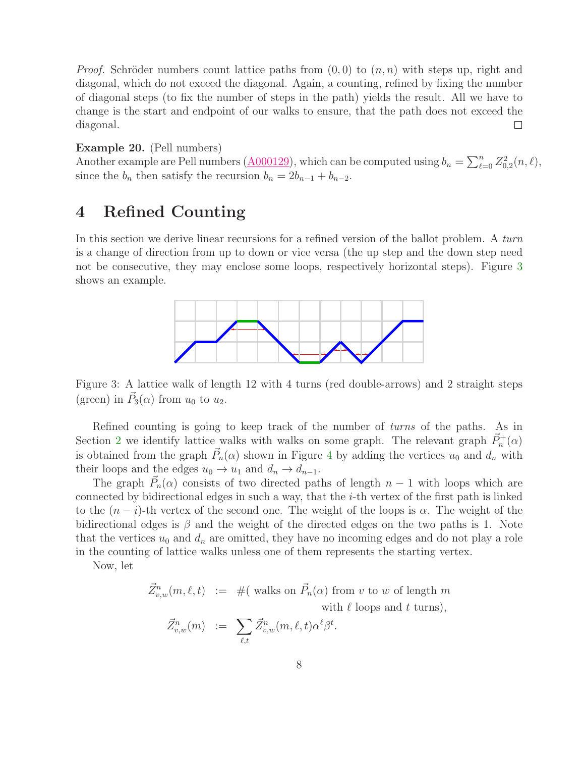*Proof.* Schröder numbers count lattice paths from $(0,0)$ to $(n,n)$ with steps up, right and diagonal, which do not exceed the diagonal. Again, a counting, refined by fixing the number of diagonal steps (to fix the number of steps in the path) yields the result. All we have to change is the start and endpoint of our walks to ensure, that the path does not exceed the diagonal. □

**Example 20.** (Pell numbers)
Another example are Pell numbers (A000129), which can be computed using $b_n = \sum_{\ell=0}^{n} Z_{0,2}^2(n,\ell)$, since the $b_n$ then satisfy the recursion $b_n = 2b_{n-1} + b_{n-2}$.

# 4 Refined Counting

In this section we derive linear recursions for a refined version of the ballot problem. A *turn* is a change of direction from up to down or vice versa (the up step and the down step need not be consecutive, they may enclose some loops, respectively horizontal steps). Figure 3 shows an example.

Figure 3: A lattice walk of length 12 with 4 turns (red double-arrows) and 2 straight steps (green) in $\vec{P}_3(\alpha)$ from $u_0$ to $u_2$.

Refined counting is going to keep track of the number of *turns* of the paths. As in Section 2 we identify lattice walks with walks on some graph. The relevant graph $\vec{P}_n^+(\alpha)$ is obtained from the graph $\vec{P}_n(\alpha)$ shown in Figure 4 by adding the vertices $u_0$ and $d_n$ with their loops and the edges $u_0 \to u_1$ and $d_n \to d_{n-1}$.

The graph $\vec{P}_n(\alpha)$ consists of two directed paths of length $n-1$ with loops which are connected by bidirectional edges in such a way, that the $i$-th vertex of the first path is linked to the $(n-i)$-th vertex of the second one. The weight of the loops is $\alpha$. The weight of the bidirectional edges is $\beta$ and the weight of the directed edges on the two paths is 1. Note that the vertices $u_0$ and $d_n$ are omitted, they have no incoming edges and do not play a role in the counting of lattice walks unless one of them represents the starting vertex.

Now, let

$$
\begin{aligned}
\vec{Z}_{v,w}^n(m,\ell,t) &:= \#(\text{ walks on } \vec{P}_n(\alpha) \text{ from } v \text{ to } w \text{ of length } m \\
&\qquad\qquad \text{with } \ell \text{ loops and } t \text{ turns}),\\
\vec{Z}_{v,w}^n(m) &:= \sum_{\ell,t} \vec{Z}_{v,w}^n(m,\ell,t)\alpha^\ell\beta^t.
\end{aligned}
$$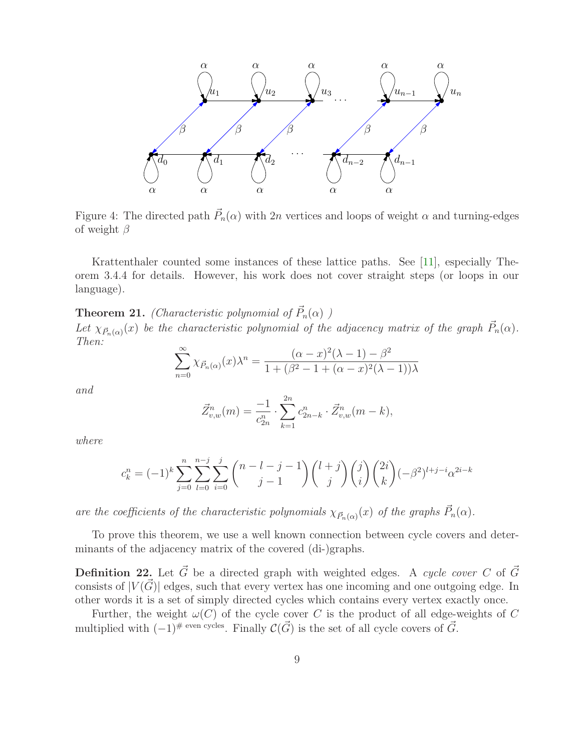Figure 4: The directed path $\vec{P}_n(\alpha)$ with $2n$ vertices and loops of weight $\alpha$ and turning-edges of weight $\beta$

Krattenthaler counted some instances of these lattice paths. See [11], especially Theorem 3.4.4 for details. However, his work does not cover straight steps (or loops in our language).

**Theorem 21.** *(Characteristic polynomial of $\vec{P}_n(\alpha)$ )*
*Let $\chi_{\vec{P}_n(\alpha)}(x)$ be the characteristic polynomial of the adjacency matrix of the graph $\vec{P}_n(\alpha)$. Then:*

$$\sum_{n=0}^{\infty} \chi_{\vec{P}_n(\alpha)}(x)\lambda^n = \frac{(\alpha - x)^2(\lambda - 1) - \beta^2}{1 + (\beta^2 - 1 + (\alpha - x)^2(\lambda - 1))\lambda}$$

*and*

$$\vec{Z}^n_{v,w}(m) = \frac{-1}{c^n_{2n}} \cdot \sum_{k=1}^{2n} c^n_{2n-k} \cdot \vec{Z}^n_{v,w}(m-k),$$

*where*

$$c^n_k = (-1)^k \sum_{j=0}^{n} \sum_{l=0}^{n-j} \sum_{i=0}^{j} \binom{n-l-j-1}{j-1} \binom{l+j}{j} \binom{j}{i} \binom{2i}{k} (-\beta^2)^{l+j-i} \alpha^{2i-k}$$

*are the coefficients of the characteristic polynomials $\chi_{\vec{P}_n(\alpha)}(x)$ of the graphs $\vec{P}_n(\alpha)$.*

To prove this theorem, we use a well known connection between cycle covers and determinants of the adjacency matrix of the covered (di-)graphs.

**Definition 22.** Let $\vec{G}$ be a directed graph with weighted edges. A *cycle cover* $C$ of $\vec{G}$ consists of $|V(\vec{G})|$ edges, such that every vertex has one incoming and one outgoing edge. In other words it is a set of simply directed cycles which contains every vertex exactly once.

Further, the weight $\omega(C)$ of the cycle cover $C$ is the product of all edge-weights of $C$ multiplied with $(-1)^{\# \text{ even cycles}}$. Finally $\mathcal{C}(\vec{G})$ is the set of all cycle covers of $\vec{G}$.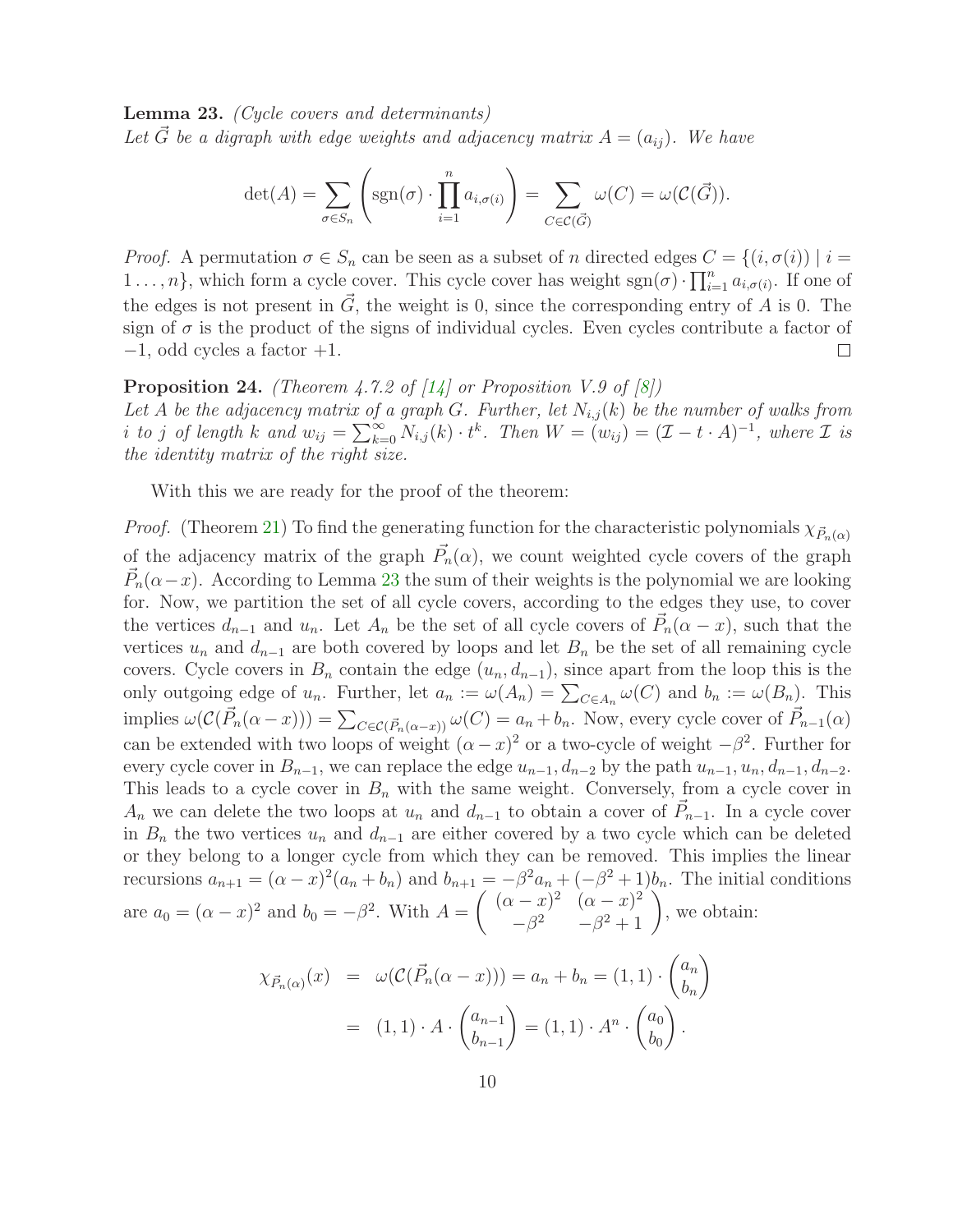**Lemma 23.** *(Cycle covers and determinants)*
*Let $\vec{G}$ be a digraph with edge weights and adjacency matrix $A = (a_{ij})$. We have*

$$\det(A) = \sum_{\sigma \in S_n} \left( \operatorname{sgn}(\sigma) \cdot \prod_{i=1}^{n} a_{i,\sigma(i)} \right) = \sum_{C \in \mathcal{C}(\vec{G})} \omega(C) = \omega(\mathcal{C}(\vec{G})).$$

*Proof.* A permutation $\sigma \in S_n$ can be seen as a subset of $n$ directed edges $C = \{(i, \sigma(i)) \mid i = 1 \ldots, n\}$, which form a cycle cover. This cycle cover has weight $\operatorname{sgn}(\sigma) \cdot \prod_{i=1}^{n} a_{i,\sigma(i)}$. If one of the edges is not present in $\vec{G}$, the weight is 0, since the corresponding entry of $A$ is 0. The sign of $\sigma$ is the product of the signs of individual cycles. Even cycles contribute a factor of $-1$, odd cycles a factor $+1$. □

**Proposition 24.** *(Theorem 4.7.2 of [14] or Proposition V.9 of [8])*
*Let $A$ be the adjacency matrix of a graph $G$. Further, let $N_{i,j}(k)$ be the number of walks from $i$ to $j$ of length $k$ and $w_{ij} = \sum_{k=0}^{\infty} N_{i,j}(k) \cdot t^k$. Then $W = (w_{ij}) = (\mathcal{I} - t \cdot A)^{-1}$, where $\mathcal{I}$ is the identity matrix of the right size.*

With this we are ready for the proof of the theorem:

*Proof.* (Theorem 21) To find the generating function for the characteristic polynomials $\chi_{\vec{P}_n(\alpha)}$ of the adjacency matrix of the graph $\vec{P}_n(\alpha)$, we count weighted cycle covers of the graph $\vec{P}_n(\alpha - x)$. According to Lemma 23 the sum of their weights is the polynomial we are looking for. Now, we partition the set of all cycle covers, according to the edges they use, to cover the vertices $d_{n-1}$ and $u_n$. Let $A_n$ be the set of all cycle covers of $\vec{P}_n(\alpha - x)$, such that the vertices $u_n$ and $d_{n-1}$ are both covered by loops and let $B_n$ be the set of all remaining cycle covers. Cycle covers in $B_n$ contain the edge $(u_n, d_{n-1})$, since apart from the loop this is the only outgoing edge of $u_n$. Further, let $a_n := \omega(A_n) = \sum_{C \in A_n} \omega(C)$ and $b_n := \omega(B_n)$. This implies $\omega(\mathcal{C}(\vec{P}_n(\alpha - x))) = \sum_{C \in \mathcal{C}(\vec{P}_n(\alpha - x))} \omega(C) = a_n + b_n$. Now, every cycle cover of $\vec{P}_{n-1}(\alpha)$ can be extended with two loops of weight $(\alpha - x)^2$ or a two-cycle of weight $-\beta^2$. Further for every cycle cover in $B_{n-1}$, we can replace the edge $u_{n-1}, d_{n-2}$ by the path $u_{n-1}, u_n, d_{n-1}, d_{n-2}$. This leads to a cycle cover in $B_n$ with the same weight. Conversely, from a cycle cover in $A_n$ we can delete the two loops at $u_n$ and $d_{n-1}$ to obtain a cover of $\vec{P}_{n-1}$. In a cycle cover in $B_n$ the two vertices $u_n$ and $d_{n-1}$ are either covered by a two cycle which can be deleted or they belong to a longer cycle from which they can be removed. This implies the linear recursions $a_{n+1} = (\alpha - x)^2(a_n + b_n)$ and $b_{n+1} = -\beta^2 a_n + (-\beta^2 + 1)b_n$. The initial conditions are $a_0 = (\alpha - x)^2$ and $b_0 = -\beta^2$. With $A = \begin{pmatrix} (\alpha - x)^2 & (\alpha - x)^2 \\ -\beta^2 & -\beta^2 + 1 \end{pmatrix}$, we obtain:

$$\begin{aligned}
\chi_{\vec{P}_n(\alpha)}(x) &= \omega(\mathcal{C}(\vec{P}_n(\alpha - x))) = a_n + b_n = (1, 1) \cdot \begin{pmatrix} a_n \\ b_n \end{pmatrix} \\
&= (1, 1) \cdot A \cdot \begin{pmatrix} a_{n-1} \\ b_{n-1} \end{pmatrix} = (1, 1) \cdot A^n \cdot \begin{pmatrix} a_0 \\ b_0 \end{pmatrix}.
\end{aligned}$$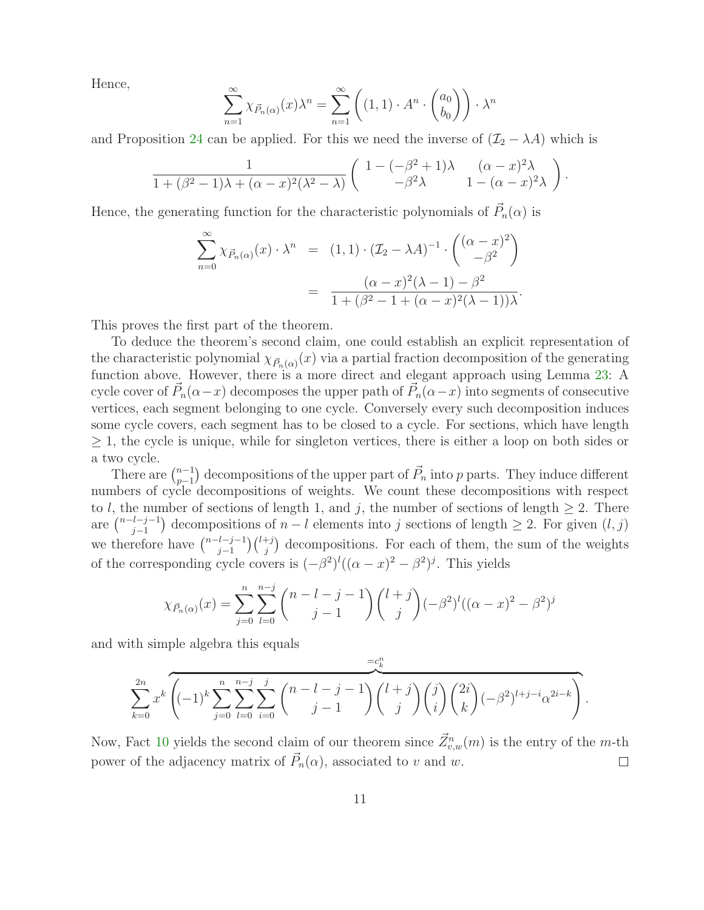Hence,

$$\sum_{n=1}^{\infty} \chi_{\vec{P}_n(\alpha)}(x)\lambda^n = \sum_{n=1}^{\infty} \left( (1,1) \cdot A^n \cdot \begin{pmatrix} a_0 \\ b_0 \end{pmatrix} \right) \cdot \lambda^n$$

and Proposition 24 can be applied. For this we need the inverse of $(\mathcal{I}_2 - \lambda A)$ which is

$$\frac{1}{1 + (\beta^2 - 1)\lambda + (\alpha - x)^2(\lambda^2 - \lambda)} \begin{pmatrix} 1 - (-\beta^2 + 1)\lambda & (\alpha - x)^2\lambda \\ -\beta^2\lambda & 1 - (\alpha - x)^2\lambda \end{pmatrix}.$$

Hence, the generating function for the characteristic polynomials of $\vec{P}_n(\alpha)$ is

$$\begin{aligned} \sum_{n=0}^{\infty} \chi_{\vec{P}_n(\alpha)}(x) \cdot \lambda^n &= (1,1) \cdot (\mathcal{I}_2 - \lambda A)^{-1} \cdot \begin{pmatrix} (\alpha - x)^2 \\ -\beta^2 \end{pmatrix} \\ &= \frac{(\alpha - x)^2(\lambda - 1) - \beta^2}{1 + (\beta^2 - 1 + (\alpha - x)^2(\lambda - 1))\lambda}. \end{aligned}$$

This proves the first part of the theorem.

To deduce the theorem's second claim, one could establish an explicit representation of the characteristic polynomial $\chi_{\vec{P}_n(\alpha)}(x)$ via a partial fraction decomposition of the generating function above. However, there is a more direct and elegant approach using Lemma 23: A cycle cover of $\vec{P}_n(\alpha - x)$ decomposes the upper path of $\vec{P}_n(\alpha - x)$ into segments of consecutive vertices, each segment belonging to one cycle. Conversely every such decomposition induces some cycle covers, each segment has to be closed to a cycle. For sections, which have length $\geq 1$, the cycle is unique, while for singleton vertices, there is either a loop on both sides or a two cycle.

There are $\binom{n-1}{p-1}$ decompositions of the upper part of $\vec{P}_n$ into $p$ parts. They induce different numbers of cycle decompositions of weights. We count these decompositions with respect to $l$, the number of sections of length 1, and $j$, the number of sections of length $\geq 2$. There are $\binom{n-l-j-1}{j-1}$ decompositions of $n - l$ elements into $j$ sections of length $\geq 2$. For given $(l, j)$ we therefore have $\binom{n-l-j-1}{j-1}\binom{l+j}{j}$ decompositions. For each of them, the sum of the weights of the corresponding cycle covers is $(-\beta^2)^l((\alpha - x)^2 - \beta^2)^j$. This yields

$$\chi_{\vec{P}_n(\alpha)}(x) = \sum_{j=0}^{n} \sum_{l=0}^{n-j} \binom{n-l-j-1}{j-1} \binom{l+j}{j} (-\beta^2)^l((\alpha - x)^2 - \beta^2)^j$$

and with simple algebra this equals

$$\sum_{k=0}^{2n} x^k \overbrace{\left( (-1)^k \sum_{j=0}^{n} \sum_{l=0}^{n-j} \sum_{i=0}^{j} \binom{n-l-j-1}{j-1} \binom{l+j}{j} \binom{j}{i} \binom{2i}{k} (-\beta^2)^{l+j-i} \alpha^{2i-k} \right)}^{=c_k^n}.$$

Now, Fact 10 yields the second claim of our theorem since $\vec{Z}^n_{v,w}(m)$ is the entry of the $m$-th power of the adjacency matrix of $\vec{P}_n(\alpha)$, associated to $v$ and $w$. $\square$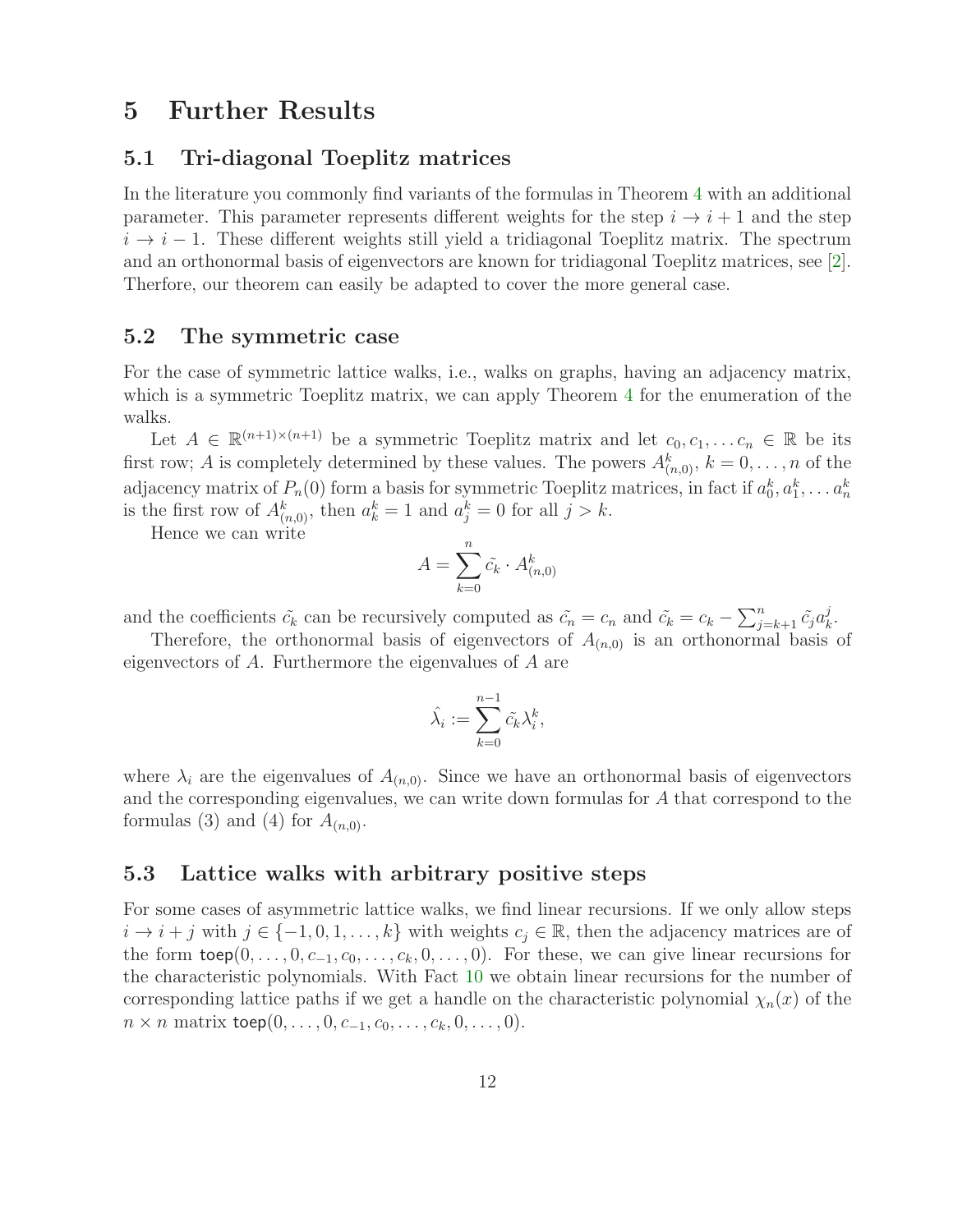# 5 Further Results

## 5.1 Tri-diagonal Toeplitz matrices

In the literature you commonly find variants of the formulas in Theorem 4 with an additional parameter. This parameter represents different weights for the step $i \to i+1$ and the step $i \to i-1$. These different weights still yield a tridiagonal Toeplitz matrix. The spectrum and an orthonormal basis of eigenvectors are known for tridiagonal Toeplitz matrices, see [2]. Therfore, our theorem can easily be adapted to cover the more general case.

## 5.2 The symmetric case

For the case of symmetric lattice walks, i.e., walks on graphs, having an adjacency matrix, which is a symmetric Toeplitz matrix, we can apply Theorem 4 for the enumeration of the walks.

Let $A \in \mathbb{R}^{(n+1)\times(n+1)}$ be a symmetric Toeplitz matrix and let $c_0, c_1, \ldots c_n \in \mathbb{R}$ be its first row; $A$ is completely determined by these values. The powers $A^k_{(n,0)}$, $k = 0, \ldots, n$ of the adjacency matrix of $P_n(0)$ form a basis for symmetric Toeplitz matrices, in fact if $a^k_0, a^k_1, \ldots a^k_n$ is the first row of $A^k_{(n,0)}$, then $a^k_k = 1$ and $a^k_j = 0$ for all $j > k$.

Hence we can write

$$A = \sum_{k=0}^{n} \tilde{c_k} \cdot A^k_{(n,0)}$$

and the coefficients $\tilde{c_k}$ can be recursively computed as $\tilde{c_n} = c_n$ and $\tilde{c_k} = c_k - \sum_{j=k+1}^{n} \tilde{c_j} a^j_k$.

Therefore, the orthonormal basis of eigenvectors of $A_{(n,0)}$ is an orthonormal basis of eigenvectors of $A$. Furthermore the eigenvalues of $A$ are

$$\hat{\lambda_i} := \sum_{k=0}^{n-1} \tilde{c_k} \lambda_i^k,$$

where $\lambda_i$ are the eigenvalues of $A_{(n,0)}$. Since we have an orthonormal basis of eigenvectors and the corresponding eigenvalues, we can write down formulas for $A$ that correspond to the formulas (3) and (4) for $A_{(n,0)}$.

## 5.3 Lattice walks with arbitrary positive steps

For some cases of asymmetric lattice walks, we find linear recursions. If we only allow steps $i \to i+j$ with $j \in \{-1, 0, 1, \ldots, k\}$ with weights $c_j \in \mathbb{R}$, then the adjacency matrices are of the form $\mathsf{toep}(0, \ldots, 0, c_{-1}, c_0, \ldots, c_k, 0, \ldots, 0)$. For these, we can give linear recursions for the characteristic polynomials. With Fact 10 we obtain linear recursions for the number of corresponding lattice paths if we get a handle on the characteristic polynomial $\chi_n(x)$ of the $n \times n$ matrix $\mathsf{toep}(0, \ldots, 0, c_{-1}, c_0, \ldots, c_k, 0, \ldots, 0)$.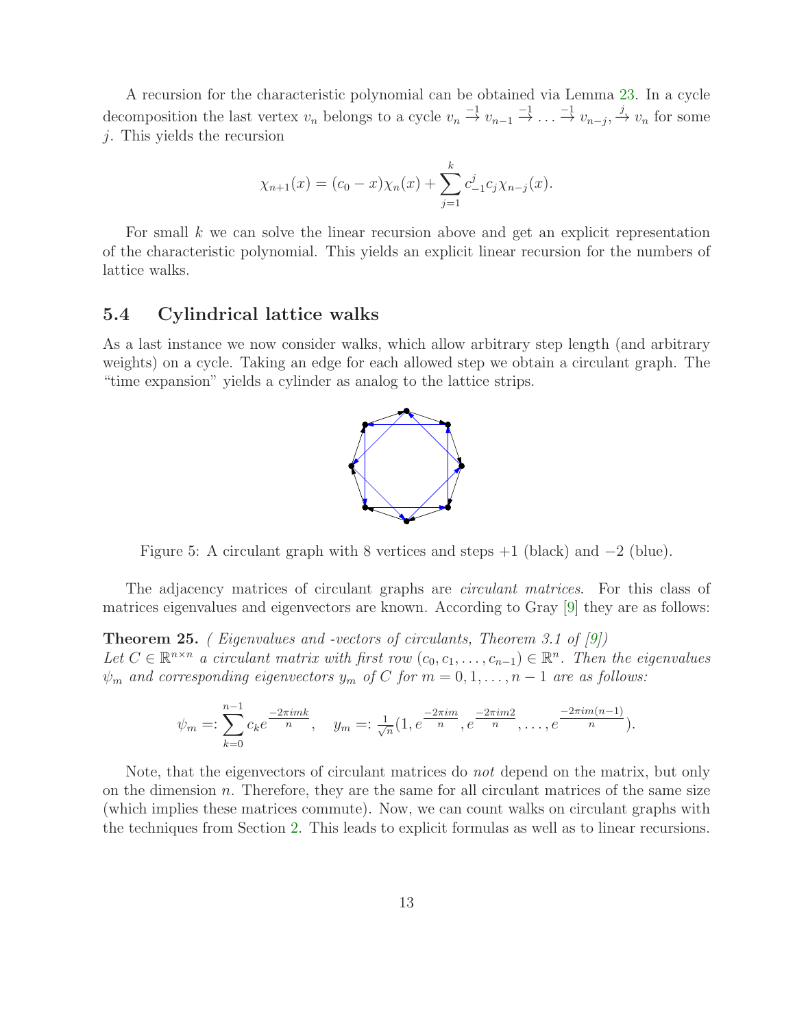A recursion for the characteristic polynomial can be obtained via Lemma 23. In a cycle decomposition the last vertex $v_n$ belongs to a cycle $v_n \overset{-1}{\to} v_{n-1} \overset{-1}{\to} \dots \overset{-1}{\to} v_{n-j}, \overset{j}{\to} v_n$ for some $j$. This yields the recursion

$$\chi_{n+1}(x) = (c_0 - x)\chi_n(x) + \sum_{j=1}^{k} c_{-1}^j c_j \chi_{n-j}(x).$$

For small $k$ we can solve the linear recursion above and get an explicit representation of the characteristic polynomial. This yields an explicit linear recursion for the numbers of lattice walks.

## 5.4 Cylindrical lattice walks

As a last instance we now consider walks, which allow arbitrary step length (and arbitrary weights) on a cycle. Taking an edge for each allowed step we obtain a circulant graph. The "time expansion" yields a cylinder as analog to the lattice strips.

Figure 5: A circulant graph with 8 vertices and steps +1 (black) and −2 (blue).

The adjacency matrices of circulant graphs are *circulant matrices*. For this class of matrices eigenvalues and eigenvectors are known. According to Gray [9] they are as follows:

**Theorem 25.** *( Eigenvalues and -vectors of circulants, Theorem 3.1 of [9])*
*Let $C \in \mathbb{R}^{n \times n}$ a circulant matrix with first row $(c_0, c_1, \dots, c_{n-1}) \in \mathbb{R}^n$. Then the eigenvalues $\psi_m$ and corresponding eigenvectors $y_m$ of $C$ for $m = 0, 1, \dots, n-1$ are as follows:*

$$\psi_m =: \sum_{k=0}^{n-1} c_k e^{\frac{-2\pi i m k}{n}}, \quad y_m =: \tfrac{1}{\sqrt{n}}(1, e^{\frac{-2\pi i m}{n}}, e^{\frac{-2\pi i m 2}{n}}, \dots, e^{\frac{-2\pi i m(n-1)}{n}}).$$

Note, that the eigenvectors of circulant matrices do *not* depend on the matrix, but only on the dimension $n$. Therefore, they are the same for all circulant matrices of the same size (which implies these matrices commute). Now, we can count walks on circulant graphs with the techniques from Section 2. This leads to explicit formulas as well as to linear recursions.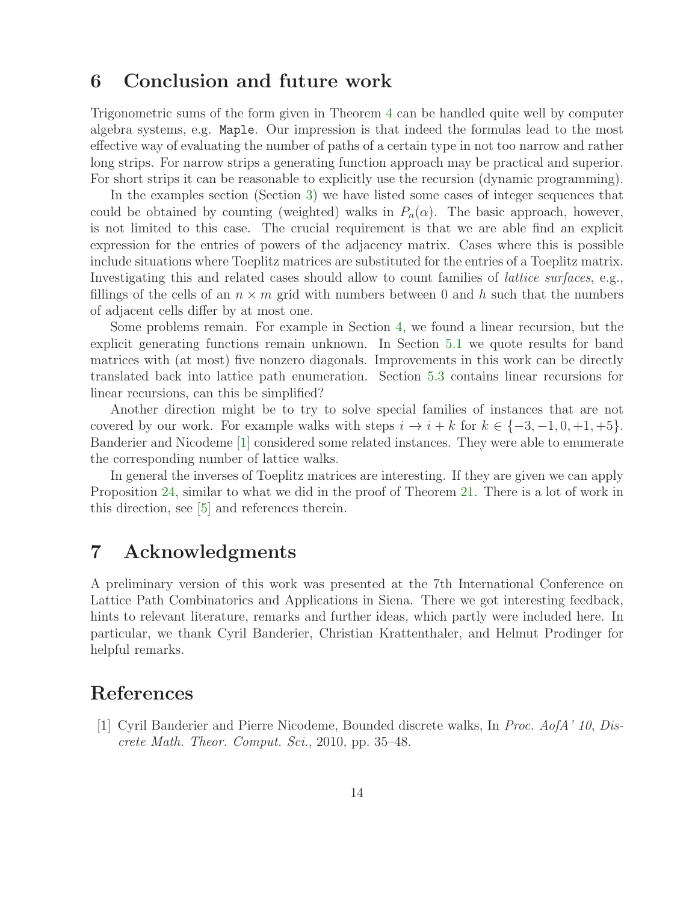## 6 Conclusion and future work

Trigonometric sums of the form given in Theorem 4 can be handled quite well by computer algebra systems, e.g. `Maple`. Our impression is that indeed the formulas lead to the most effective way of evaluating the number of paths of a certain type in not too narrow and rather long strips. For narrow strips a generating function approach may be practical and superior. For short strips it can be reasonable to explicitly use the recursion (dynamic programming).

In the examples section (Section 3) we have listed some cases of integer sequences that could be obtained by counting (weighted) walks in $P_n(\alpha)$. The basic approach, however, is not limited to this case. The crucial requirement is that we are able find an explicit expression for the entries of powers of the adjacency matrix. Cases where this is possible include situations where Toeplitz matrices are substituted for the entries of a Toeplitz matrix. Investigating this and related cases should allow to count families of *lattice surfaces*, e.g., fillings of the cells of an $n \times m$ grid with numbers between 0 and $h$ such that the numbers of adjacent cells differ by at most one.

Some problems remain. For example in Section 4, we found a linear recursion, but the explicit generating functions remain unknown. In Section 5.1 we quote results for band matrices with (at most) five nonzero diagonals. Improvements in this work can be directly translated back into lattice path enumeration. Section 5.3 contains linear recursions for linear recursions, can this be simplified?

Another direction might be to try to solve special families of instances that are not covered by our work. For example walks with steps $i \to i + k$ for $k \in \{-3, -1, 0, +1, +5\}$. Banderier and Nicodeme [1] considered some related instances. They were able to enumerate the corresponding number of lattice walks.

In general the inverses of Toeplitz matrices are interesting. If they are given we can apply Proposition 24, similar to what we did in the proof of Theorem 21. There is a lot of work in this direction, see [5] and references therein.

## 7 Acknowledgments

A preliminary version of this work was presented at the 7th International Conference on Lattice Path Combinatorics and Applications in Siena. There we got interesting feedback, hints to relevant literature, remarks and further ideas, which partly were included here. In particular, we thank Cyril Banderier, Christian Krattenthaler, and Helmut Prodinger for helpful remarks.

## References

[1] Cyril Banderier and Pierre Nicodeme, Bounded discrete walks, In *Proc. AofA' 10*, *Discrete Math. Theor. Comput. Sci.*, 2010, pp. 35–48.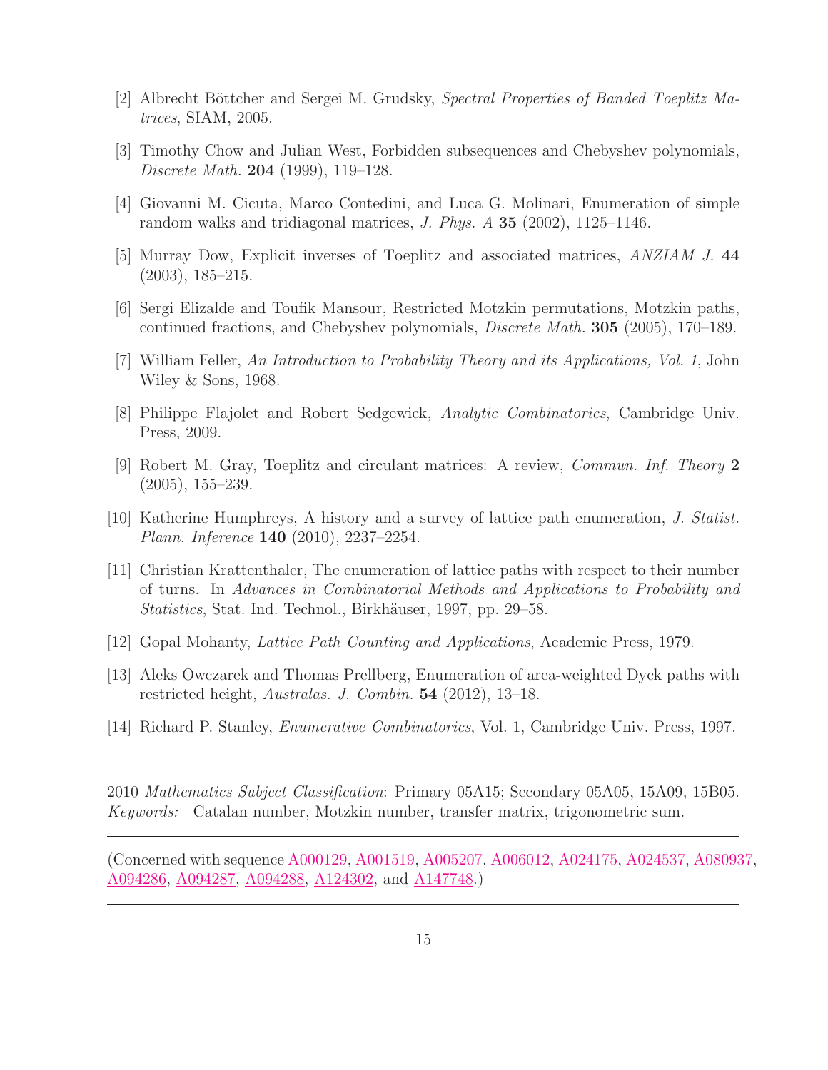[2] Albrecht Böttcher and Sergei M. Grudsky, *Spectral Properties of Banded Toeplitz Matrices*, SIAM, 2005.

[3] Timothy Chow and Julian West, Forbidden subsequences and Chebyshev polynomials, *Discrete Math.* **204** (1999), 119–128.

[4] Giovanni M. Cicuta, Marco Contedini, and Luca G. Molinari, Enumeration of simple random walks and tridiagonal matrices, *J. Phys. A* **35** (2002), 1125–1146.

[5] Murray Dow, Explicit inverses of Toeplitz and associated matrices, *ANZIAM J.* **44** (2003), 185–215.

[6] Sergi Elizalde and Toufik Mansour, Restricted Motzkin permutations, Motzkin paths, continued fractions, and Chebyshev polynomials, *Discrete Math.* **305** (2005), 170–189.

[7] William Feller, *An Introduction to Probability Theory and its Applications, Vol. 1*, John Wiley & Sons, 1968.

[8] Philippe Flajolet and Robert Sedgewick, *Analytic Combinatorics*, Cambridge Univ. Press, 2009.

[9] Robert M. Gray, Toeplitz and circulant matrices: A review, *Commun. Inf. Theory* **2** (2005), 155–239.

[10] Katherine Humphreys, A history and a survey of lattice path enumeration, *J. Statist. Plann. Inference* **140** (2010), 2237–2254.

[11] Christian Krattenthaler, The enumeration of lattice paths with respect to their number of turns. In *Advances in Combinatorial Methods and Applications to Probability and Statistics*, Stat. Ind. Technol., Birkhäuser, 1997, pp. 29–58.

[12] Gopal Mohanty, *Lattice Path Counting and Applications*, Academic Press, 1979.

[13] Aleks Owczarek and Thomas Prellberg, Enumeration of area-weighted Dyck paths with restricted height, *Australas. J. Combin.* **54** (2012), 13–18.

[14] Richard P. Stanley, *Enumerative Combinatorics*, Vol. 1, Cambridge Univ. Press, 1997.

---

2010 *Mathematics Subject Classification*: Primary 05A15; Secondary 05A05, 15A09, 15B05.
*Keywords:* Catalan number, Motzkin number, transfer matrix, trigonometric sum.

---

(Concerned with sequence A000129, A001519, A005207, A006012, A024175, A024537, A080937, A094286, A094287, A094288, A124302, and A147748.)

---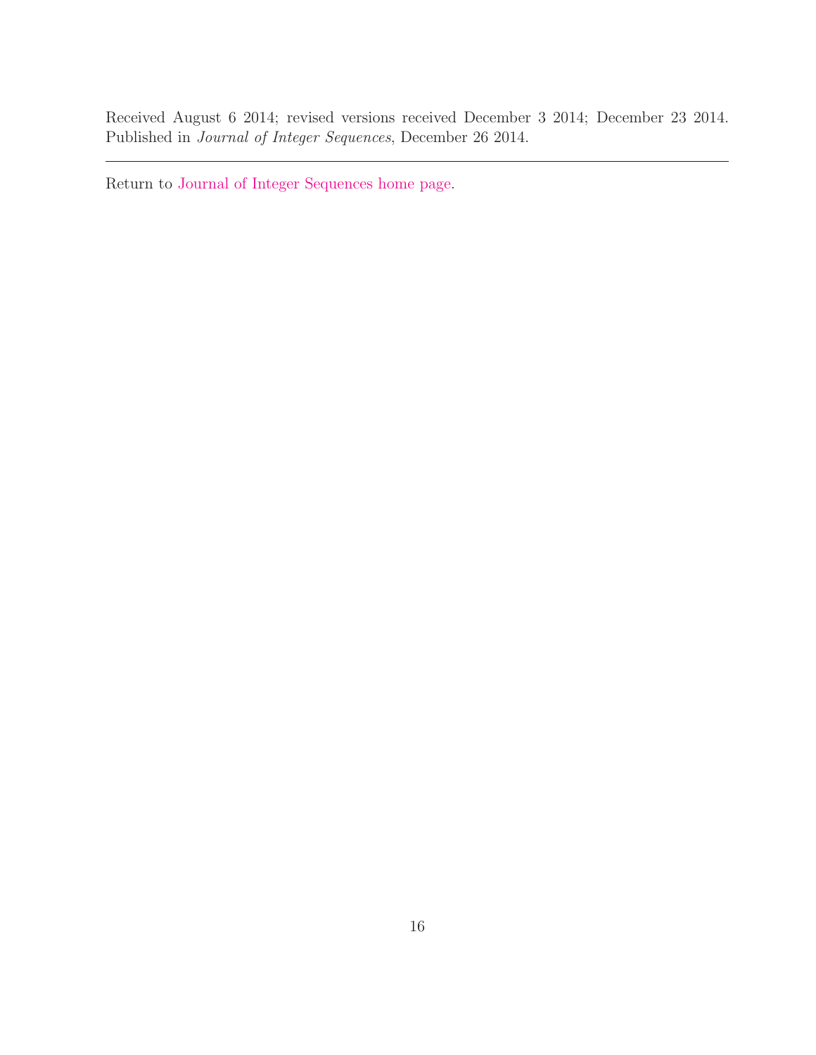Received August 6 2014; revised versions received December 3 2014; December 23 2014. Published in *Journal of Integer Sequences*, December 26 2014.

---

Return to Journal of Integer Sequences home page.